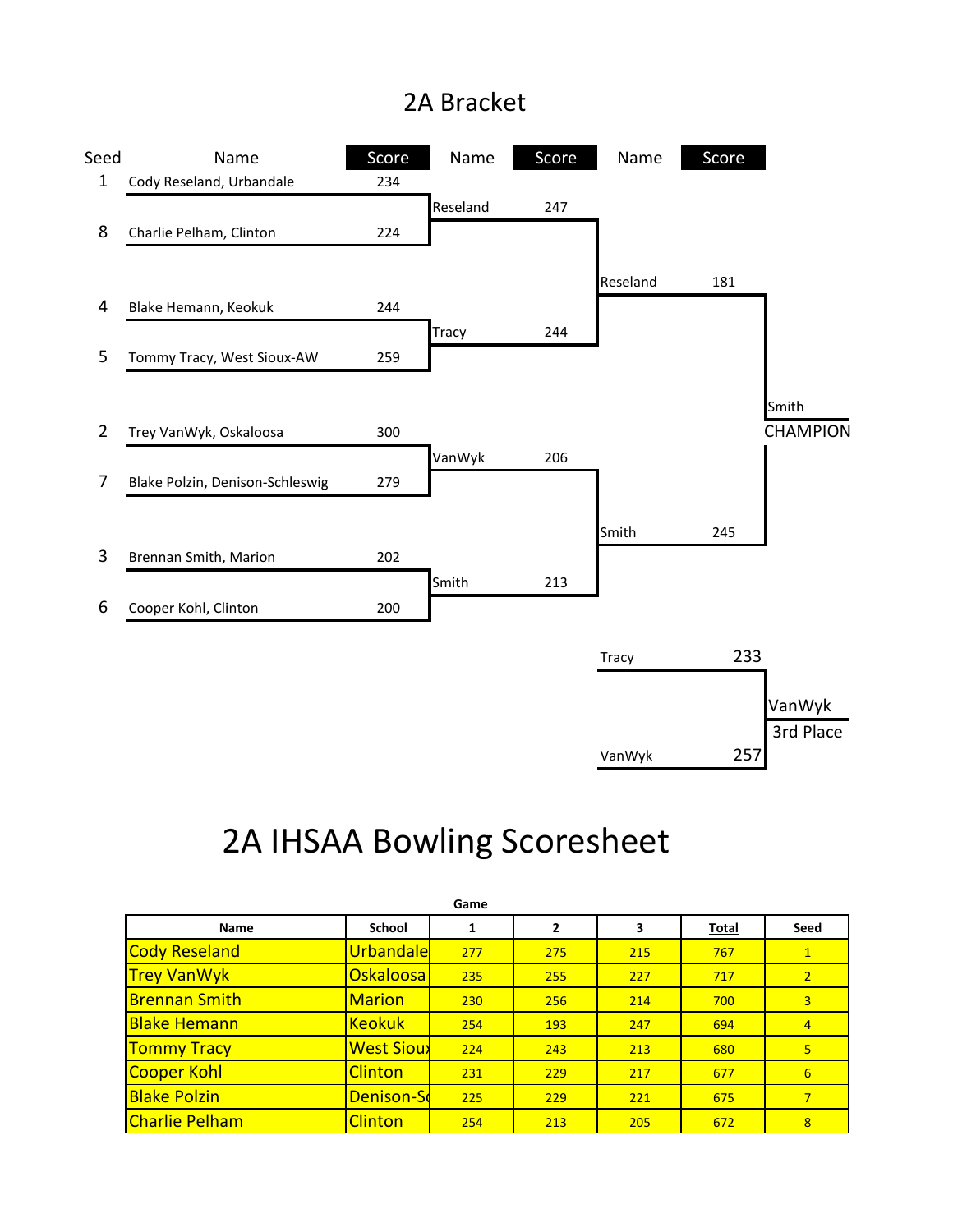# 2A Bracket

| Seed | Name | Score | Name | Score | Name | Score |
|---|---|---|---|---|---|---|
| 1 | Cody Reseland, Urbandale | 234 | | | | |
| | | | Reseland | 247 | | |
| 8 | Charlie Pelham, Clinton | 224 | | | | |
| | | | | | Reseland | 181 |
| 4 | Blake Hemann, Keokuk | 244 | | | | |
| | | | Tracy | 244 | | |
| 5 | Tommy Tracy, West Sioux-AW | 259 | | | | |
| 2 | Trey VanWyk, Oskaloosa | 300 | | | | |
| | | | VanWyk | 206 | | |
| 7 | Blake Polzin, Denison-Schleswig | 279 | | | | |
| | | | | | Smith | 245 |
| 3 | Brennan Smith, Marion | 202 | | | | |
| | | | Smith | 213 | | |
| 6 | Cooper Kohl, Clinton | 200 | | | | |

Smith
CHAMPION

| Name | Score |
|---|---|
| Tracy | 233 |
| VanWyk | 257 |

VanWyk
3rd Place

# 2A IHSAA Bowling Scoresheet

| Name | School | Game 1 | Game 2 | Game 3 | Total | Seed |
|---|---|---|---|---|---|---|
| Cody Reseland | Urbandale | 277 | 275 | 215 | 767 | 1 |
| Trey VanWyk | Oskaloosa | 235 | 255 | 227 | 717 | 2 |
| Brennan Smith | Marion | 230 | 256 | 214 | 700 | 3 |
| Blake Hemann | Keokuk | 254 | 193 | 247 | 694 | 4 |
| Tommy Tracy | West Siou | 224 | 243 | 213 | 680 | 5 |
| Cooper Kohl | Clinton | 231 | 229 | 217 | 677 | 6 |
| Blake Polzin | Denison-S | 225 | 229 | 221 | 675 | 7 |
| Charlie Pelham | Clinton | 254 | 213 | 205 | 672 | 8 |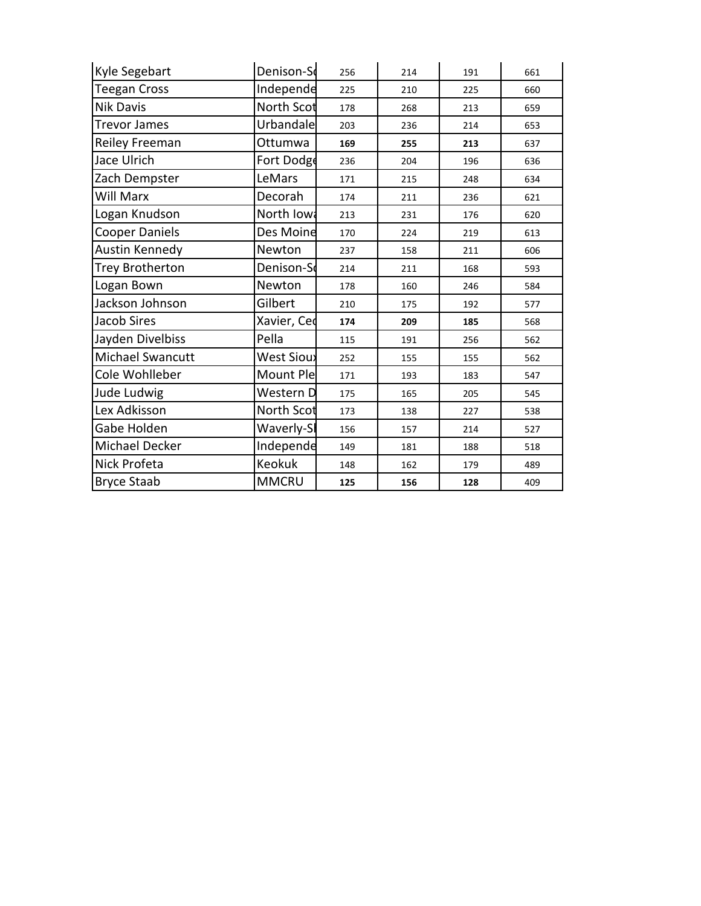| | | | | | |
|---|---|---|---|---|---|
| Kyle Segebart | Denison-Sc | 256 | 214 | 191 | 661 |
| Teegan Cross | Independe | 225 | 210 | 225 | 660 |
| Nik Davis | North Scot | 178 | 268 | 213 | 659 |
| Trevor James | Urbandale | 203 | 236 | 214 | 653 |
| Reiley Freeman | Ottumwa | **169** | **255** | **213** | 637 |
| Jace Ulrich | Fort Dodge | 236 | 204 | 196 | 636 |
| Zach Dempster | LeMars | 171 | 215 | 248 | 634 |
| Will Marx | Decorah | 174 | 211 | 236 | 621 |
| Logan Knudson | North Iowa | 213 | 231 | 176 | 620 |
| Cooper Daniels | Des Moine | 170 | 224 | 219 | 613 |
| Austin Kennedy | Newton | 237 | 158 | 211 | 606 |
| Trey Brotherton | Denison-Sc | 214 | 211 | 168 | 593 |
| Logan Bown | Newton | 178 | 160 | 246 | 584 |
| Jackson Johnson | Gilbert | 210 | 175 | 192 | 577 |
| Jacob Sires | Xavier, Ced | **174** | **209** | **185** | 568 |
| Jayden Divelbiss | Pella | 115 | 191 | 256 | 562 |
| Michael Swancutt | West Sioux | 252 | 155 | 155 | 562 |
| Cole Wohlleber | Mount Ple | 171 | 193 | 183 | 547 |
| Jude Ludwig | Western D | 175 | 165 | 205 | 545 |
| Lex Adkisson | North Scot | 173 | 138 | 227 | 538 |
| Gabe Holden | Waverly-Sl | 156 | 157 | 214 | 527 |
| Michael Decker | Independe | 149 | 181 | 188 | 518 |
| Nick Profeta | Keokuk | 148 | 162 | 179 | 489 |
| Bryce Staab | MMCRU | **125** | **156** | **128** | 409 |